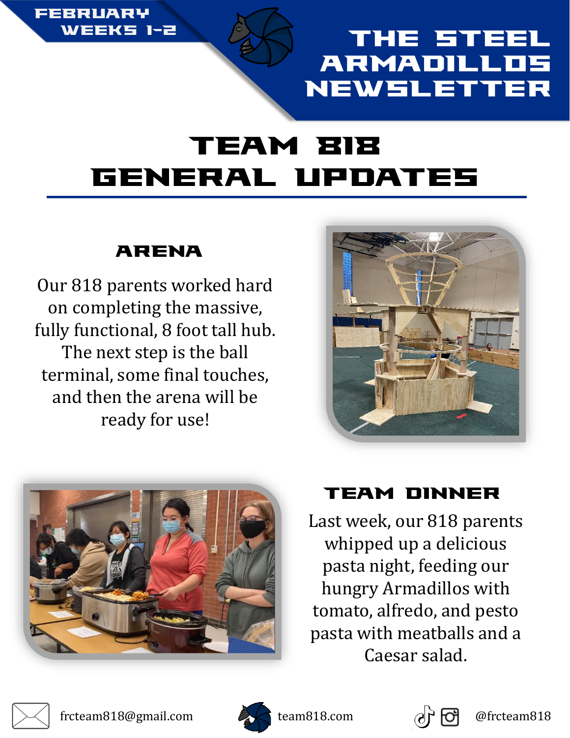FEBRUARY WEEKS 1-2

# THE STEEL ARMADILLOS NEWSLETTER

## TEAM 818 GENERAL UPDATES

### ARENA

Our 818 parents worked hard on completing the massive, fully functional, 8 foot tall hub. The next step is the ball terminal, some final touches, and then the arena will be ready for use!

### TEAM DINNER

Last week, our 818 parents whipped up a delicious pasta night, feeding our hungry Armadillos with tomato, alfredo, and pesto pasta with meatballs and a Caesar salad.

frcteam818@gmail.com | team818.com | @frcteam818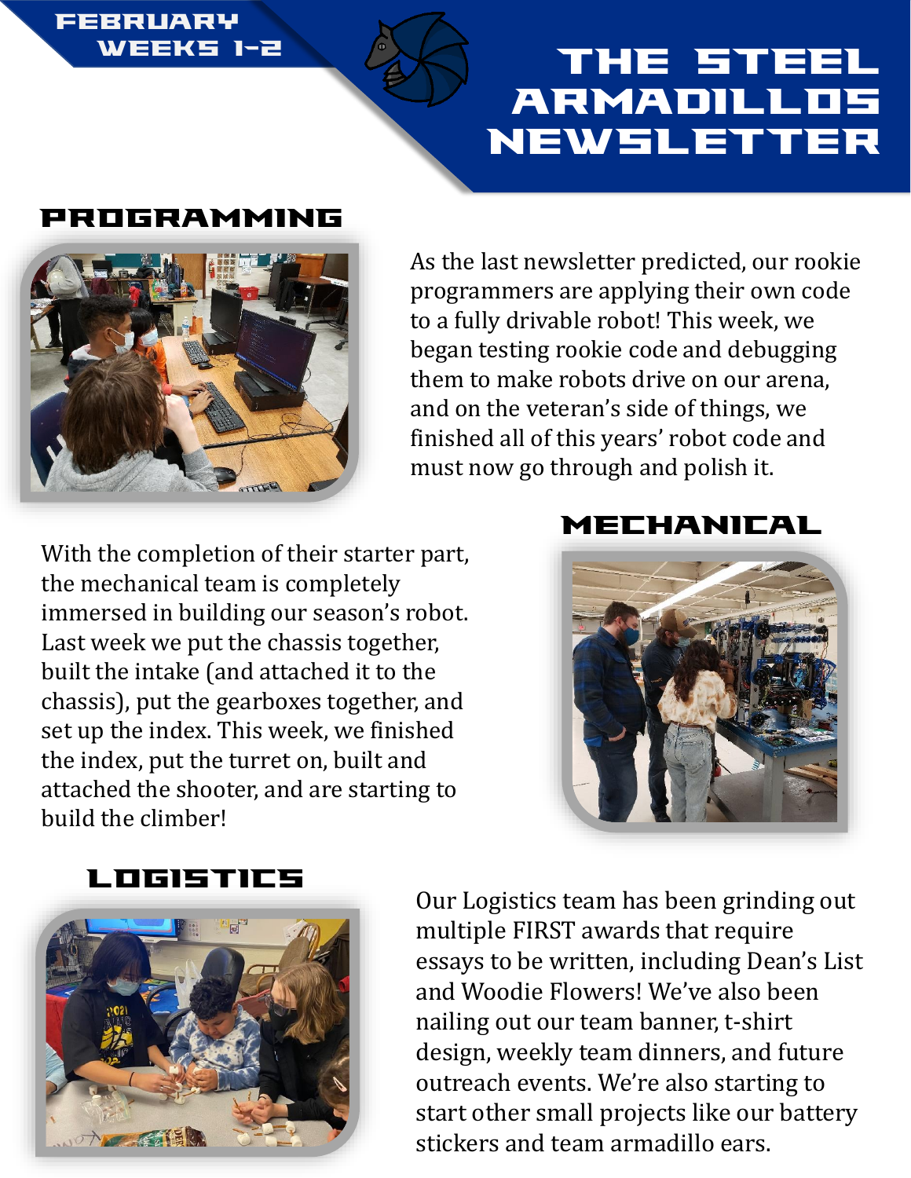February Weeks 1-2

# The Steel Armadillos Newsletter

## Programming

As the last newsletter predicted, our rookie programmers are applying their own code to a fully drivable robot! This week, we began testing rookie code and debugging them to make robots drive on our arena, and on the veteran's side of things, we finished all of this years' robot code and must now go through and polish it.

## Mechanical

With the completion of their starter part, the mechanical team is completely immersed in building our season's robot. Last week we put the chassis together, built the intake (and attached it to the chassis), put the gearboxes together, and set up the index. This week, we finished the index, put the turret on, built and attached the shooter, and are starting to build the climber!

## Logistics

Our Logistics team has been grinding out multiple FIRST awards that require essays to be written, including Dean's List and Woodie Flowers! We've also been nailing out our team banner, t-shirt design, weekly team dinners, and future outreach events. We're also starting to start other small projects like our battery stickers and team armadillo ears.